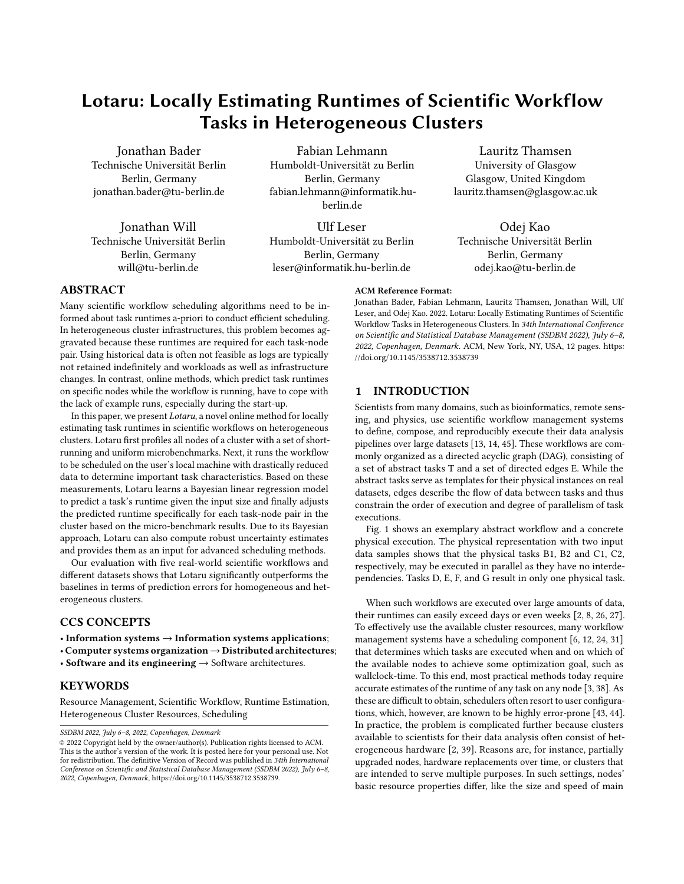# Lotaru: Locally Estimating Runtimes of Scientific Workflow Tasks in Heterogeneous Clusters

Jonathan Bader
Technische Universität Berlin
Berlin, Germany
jonathan.bader@tu-berlin.de

Fabian Lehmann
Humboldt-Universität zu Berlin
Berlin, Germany
fabian.lehmann@informatik.hu-berlin.de

Lauritz Thamsen
University of Glasgow
Glasgow, United Kingdom
lauritz.thamsen@glasgow.ac.uk

Jonathan Will
Technische Universität Berlin
Berlin, Germany
will@tu-berlin.de

Ulf Leser
Humboldt-Universität zu Berlin
Berlin, Germany
leser@informatik.hu-berlin.de

Odej Kao
Technische Universität Berlin
Berlin, Germany
odej.kao@tu-berlin.de

## ABSTRACT

Many scientific workflow scheduling algorithms need to be informed about task runtimes a-priori to conduct efficient scheduling. In heterogeneous cluster infrastructures, this problem becomes aggravated because these runtimes are required for each task-node pair. Using historical data is often not feasible as logs are typically not retained indefinitely and workloads as well as infrastructure changes. In contrast, online methods, which predict task runtimes on specific nodes while the workflow is running, have to cope with the lack of example runs, especially during the start-up.

In this paper, we present *Lotaru*, a novel online method for locally estimating task runtimes in scientific workflows on heterogeneous clusters. Lotaru first profiles all nodes of a cluster with a set of short-running and uniform microbenchmarks. Next, it runs the workflow to be scheduled on the user's local machine with drastically reduced data to determine important task characteristics. Based on these measurements, Lotaru learns a Bayesian linear regression model to predict a task's runtime given the input size and finally adjusts the predicted runtime specifically for each task-node pair in the cluster based on the micro-benchmark results. Due to its Bayesian approach, Lotaru can also compute robust uncertainty estimates and provides them as an input for advanced scheduling methods.

Our evaluation with five real-world scientific workflows and different datasets shows that Lotaru significantly outperforms the baselines in terms of prediction errors for homogeneous and heterogeneous clusters.

## CCS CONCEPTS

- **Information systems → Information systems applications**;
- **Computer systems organization → Distributed architectures**;
- **Software and its engineering →** Software architectures.

## KEYWORDS

Resource Management, Scientific Workflow, Runtime Estimation, Heterogeneous Cluster Resources, Scheduling

*SSDBM 2022, July 6–8, 2022, Copenhagen, Denmark*
© 2022 Copyright held by the owner/author(s). Publication rights licensed to ACM. This is the author's version of the work. It is posted here for your personal use. Not for redistribution. The definitive Version of Record was published in *34th International Conference on Scientific and Statistical Database Management (SSDBM 2022), July 6–8, 2022, Copenhagen, Denmark*, https://doi.org/10.1145/3538712.3538739.

**ACM Reference Format:**
Jonathan Bader, Fabian Lehmann, Lauritz Thamsen, Jonathan Will, Ulf Leser, and Odej Kao. 2022. Lotaru: Locally Estimating Runtimes of Scientific Workflow Tasks in Heterogeneous Clusters. In *34th International Conference on Scientific and Statistical Database Management (SSDBM 2022), July 6–8, 2022, Copenhagen, Denmark.* ACM, New York, NY, USA, 12 pages. https://doi.org/10.1145/3538712.3538739

## 1 INTRODUCTION

Scientists from many domains, such as bioinformatics, remote sensing, and physics, use scientific workflow management systems to define, compose, and reproducibly execute their data analysis pipelines over large datasets [13, 14, 45]. These workflows are commonly organized as a directed acyclic graph (DAG), consisting of a set of abstract tasks T and a set of directed edges E. While the abstract tasks serve as templates for their physical instances on real datasets, edges describe the flow of data between tasks and thus constrain the order of execution and degree of parallelism of task executions.

Fig. 1 shows an exemplary abstract workflow and a concrete physical execution. The physical representation with two input data samples shows that the physical tasks B1, B2 and C1, C2, respectively, may be executed in parallel as they have no interdependencies. Tasks D, E, F, and G result in only one physical task.

When such workflows are executed over large amounts of data, their runtimes can easily exceed days or even weeks [2, 8, 26, 27]. To effectively use the available cluster resources, many workflow management systems have a scheduling component [6, 12, 24, 31] that determines which tasks are executed when and on which of the available nodes to achieve some optimization goal, such as wallclock-time. To this end, most practical methods today require accurate estimates of the runtime of any task on any node [3, 38]. As these are difficult to obtain, schedulers often resort to user configurations, which, however, are known to be highly error-prone [43, 44]. In practice, the problem is complicated further because clusters available to scientists for their data analysis often consist of heterogeneous hardware [2, 39]. Reasons are, for instance, partially upgraded nodes, hardware replacements over time, or clusters that are intended to serve multiple purposes. In such settings, nodes' basic resource properties differ, like the size and speed of main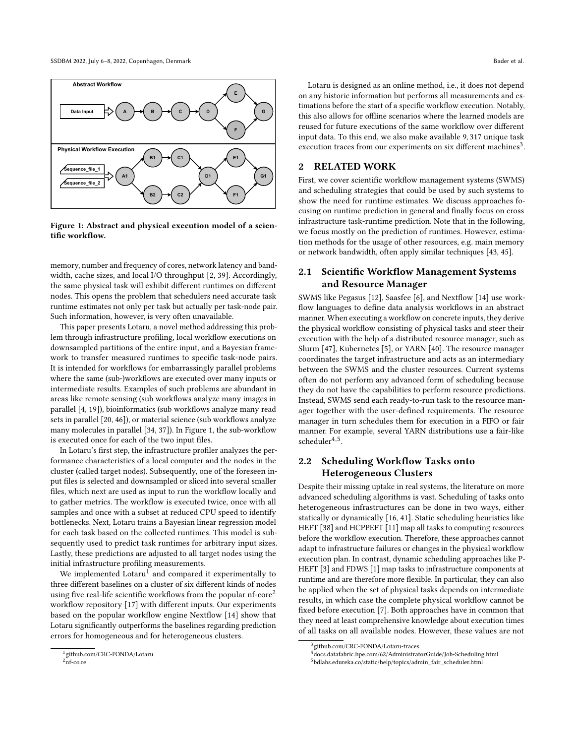Figure 1: Abstract and physical execution model of a scientific workflow.

memory, number and frequency of cores, network latency and bandwidth, cache sizes, and local I/O throughput [2, 39]. Accordingly, the same physical task will exhibit different runtimes on different nodes. This opens the problem that schedulers need accurate task runtime estimates not only per task but actually per task-node pair. Such information, however, is very often unavailable.

This paper presents Lotaru, a novel method addressing this problem through infrastructure profiling, local workflow executions on downsampled partitions of the entire input, and a Bayesian framework to transfer measured runtimes to specific task-node pairs. It is intended for workflows for embarrassingly parallel problems where the same (sub-)workflows are executed over many inputs or intermediate results. Examples of such problems are abundant in areas like remote sensing (sub workflows analyze many images in parallel [4, 19]), bioinformatics (sub workflows analyze many read sets in parallel [20, 46]), or material science (sub workflows analyze many molecules in parallel [34, 37]). In Figure 1, the sub-workflow is executed once for each of the two input files.

In Lotaru's first step, the infrastructure profiler analyzes the performance characteristics of a local computer and the nodes in the cluster (called target nodes). Subsequently, one of the foreseen input files is selected and downsampled or sliced into several smaller files, which next are used as input to run the workflow locally and to gather metrics. The workflow is executed twice, once with all samples and once with a subset at reduced CPU speed to identify bottlenecks. Next, Lotaru trains a Bayesian linear regression model for each task based on the collected runtimes. This model is subsequently used to predict task runtimes for arbitrary input sizes. Lastly, these predictions are adjusted to all target nodes using the initial infrastructure profiling measurements.

We implemented Lotaru[1] and compared it experimentally to three different baselines on a cluster of six different kinds of nodes using five real-life scientific workflows from the popular nf-core[2] workflow repository [17] with different inputs. Our experiments based on the popular workflow engine Nextflow [14] show that Lotaru significantly outperforms the baselines regarding prediction errors for homogeneous and for heterogeneous clusters.

Lotaru is designed as an online method, i.e., it does not depend on any historic information but performs all measurements and estimations before the start of a specific workflow execution. Notably, this also allows for offline scenarios where the learned models are reused for future executions of the same workflow over different input data. To this end, we also make available 9,317 unique task execution traces from our experiments on six different machines[3].

## 2 RELATED WORK

First, we cover scientific workflow management systems (SWMS) and scheduling strategies that could be used by such systems to show the need for runtime estimates. We discuss approaches focusing on runtime prediction in general and finally focus on cross infrastructure task-runtime prediction. Note that in the following, we focus mostly on the prediction of runtimes. However, estimation methods for the usage of other resources, e.g. main memory or network bandwidth, often apply similar techniques [43, 45].

### 2.1 Scientific Workflow Management Systems and Resource Manager

SWMS like Pegasus [12], Saasfee [6], and Nextflow [14] use workflow languages to define data analysis workflows in an abstract manner. When executing a workflow on concrete inputs, they derive the physical workflow consisting of physical tasks and steer their execution with the help of a distributed resource manager, such as Slurm [47], Kubernetes [5], or YARN [40]. The resource manager coordinates the target infrastructure and acts as an intermediary between the SWMS and the cluster resources. Current systems often do not perform any advanced form of scheduling because they do not have the capabilities to perform resource predictions. Instead, SWMS send each ready-to-run task to the resource manager together with the user-defined requirements. The resource manager in turn schedules them for execution in a FIFO or fair manner. For example, several YARN distributions use a fair-like scheduler[4,5].

### 2.2 Scheduling Workflow Tasks onto Heterogeneous Clusters

Despite their missing uptake in real systems, the literature on more advanced scheduling algorithms is vast. Scheduling of tasks onto heterogeneous infrastructures can be done in two ways, either statically or dynamically [16, 41]. Static scheduling heuristics like HEFT [38] and HCPPEFT [11] map all tasks to computing resources before the workflow execution. Therefore, these approaches cannot adapt to infrastructure failures or changes in the physical workflow execution plan. In contrast, dynamic scheduling approaches like P-HEFT [3] and FDWS [1] map tasks to infrastructure components at runtime and are therefore more flexible. In particular, they can also be applied when the set of physical tasks depends on intermediate results, in which case the complete physical workflow cannot be fixed before execution [7]. Both approaches have in common that they need at least comprehensive knowledge about execution times of all tasks on all available nodes. However, these values are not

[1] github.com/CRC-FONDA/Lotaru

[2] nf-co.re

[3] github.com/CRC-FONDA/Lotaru-traces

[4] docs.datafabric.hpe.com/62/AdministratorGuide/Job-Scheduling.html

[5] bdlabs.edureka.co/static/help/topics/admin_fair_scheduler.html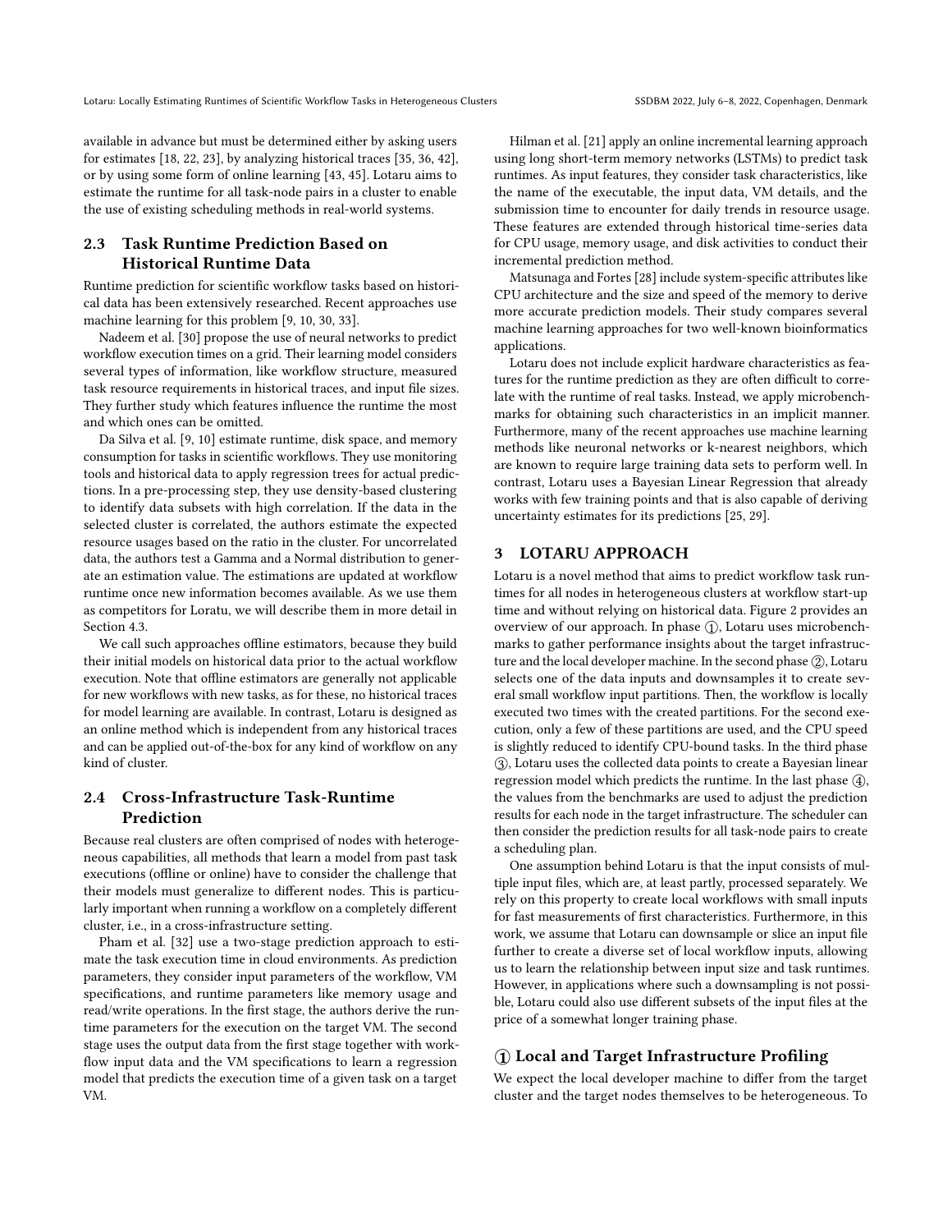available in advance but must be determined either by asking users for estimates [18, 22, 23], by analyzing historical traces [35, 36, 42], or by using some form of online learning [43, 45]. Lotaru aims to estimate the runtime for all task-node pairs in a cluster to enable the use of existing scheduling methods in real-world systems.

## 2.3 Task Runtime Prediction Based on Historical Runtime Data

Runtime prediction for scientific workflow tasks based on historical data has been extensively researched. Recent approaches use machine learning for this problem [9, 10, 30, 33].

Nadeem et al. [30] propose the use of neural networks to predict workflow execution times on a grid. Their learning model considers several types of information, like workflow structure, measured task resource requirements in historical traces, and input file sizes. They further study which features influence the runtime the most and which ones can be omitted.

Da Silva et al. [9, 10] estimate runtime, disk space, and memory consumption for tasks in scientific workflows. They use monitoring tools and historical data to apply regression trees for actual predictions. In a pre-processing step, they use density-based clustering to identify data subsets with high correlation. If the data in the selected cluster is correlated, the authors estimate the expected resource usages based on the ratio in the cluster. For uncorrelated data, the authors test a Gamma and a Normal distribution to generate an estimation value. The estimations are updated at workflow runtime once new information becomes available. As we use them as competitors for Loratu, we will describe them in more detail in Section 4.3.

We call such approaches offline estimators, because they build their initial models on historical data prior to the actual workflow execution. Note that offline estimators are generally not applicable for new workflows with new tasks, as for these, no historical traces for model learning are available. In contrast, Lotaru is designed as an online method which is independent from any historical traces and can be applied out-of-the-box for any kind of workflow on any kind of cluster.

## 2.4 Cross-Infrastructure Task-Runtime Prediction

Because real clusters are often comprised of nodes with heterogeneous capabilities, all methods that learn a model from past task executions (offline or online) have to consider the challenge that their models must generalize to different nodes. This is particularly important when running a workflow on a completely different cluster, i.e., in a cross-infrastructure setting.

Pham et al. [32] use a two-stage prediction approach to estimate the task execution time in cloud environments. As prediction parameters, they consider input parameters of the workflow, VM specifications, and runtime parameters like memory usage and read/write operations. In the first stage, the authors derive the runtime parameters for the execution on the target VM. The second stage uses the output data from the first stage together with workflow input data and the VM specifications to learn a regression model that predicts the execution time of a given task on a target VM.

Hilman et al. [21] apply an online incremental learning approach using long short-term memory networks (LSTMs) to predict task runtimes. As input features, they consider task characteristics, like the name of the executable, the input data, VM details, and the submission time to encounter for daily trends in resource usage. These features are extended through historical time-series data for CPU usage, memory usage, and disk activities to conduct their incremental prediction method.

Matsunaga and Fortes [28] include system-specific attributes like CPU architecture and the size and speed of the memory to derive more accurate prediction models. Their study compares several machine learning approaches for two well-known bioinformatics applications.

Lotaru does not include explicit hardware characteristics as features for the runtime prediction as they are often difficult to correlate with the runtime of real tasks. Instead, we apply microbenchmarks for obtaining such characteristics in an implicit manner. Furthermore, many of the recent approaches use machine learning methods like neuronal networks or k-nearest neighbors, which are known to require large training data sets to perform well. In contrast, Lotaru uses a Bayesian Linear Regression that already works with few training points and that is also capable of deriving uncertainty estimates for its predictions [25, 29].

# 3 LOTARU APPROACH

Lotaru is a novel method that aims to predict workflow task runtimes for all nodes in heterogeneous clusters at workflow start-up time and without relying on historical data. Figure 2 provides an overview of our approach. In phase ①, Lotaru uses microbenchmarks to gather performance insights about the target infrastructure and the local developer machine. In the second phase ②, Lotaru selects one of the data inputs and downsamples it to create several small workflow input partitions. Then, the workflow is locally executed two times with the created partitions. For the second execution, only a few of these partitions are used, and the CPU speed is slightly reduced to identify CPU-bound tasks. In the third phase ③, Lotaru uses the collected data points to create a Bayesian linear regression model which predicts the runtime. In the last phase ④, the values from the benchmarks are used to adjust the prediction results for each node in the target infrastructure. The scheduler can then consider the prediction results for all task-node pairs to create a scheduling plan.

One assumption behind Lotaru is that the input consists of multiple input files, which are, at least partly, processed separately. We rely on this property to create local workflows with small inputs for fast measurements of first characteristics. Furthermore, in this work, we assume that Lotaru can downsample or slice an input file further to create a diverse set of local workflow inputs, allowing us to learn the relationship between input size and task runtimes. However, in applications where such a downsampling is not possible, Lotaru could also use different subsets of the input files at the price of a somewhat longer training phase.

## ① Local and Target Infrastructure Profiling

We expect the local developer machine to differ from the target cluster and the target nodes themselves to be heterogeneous. To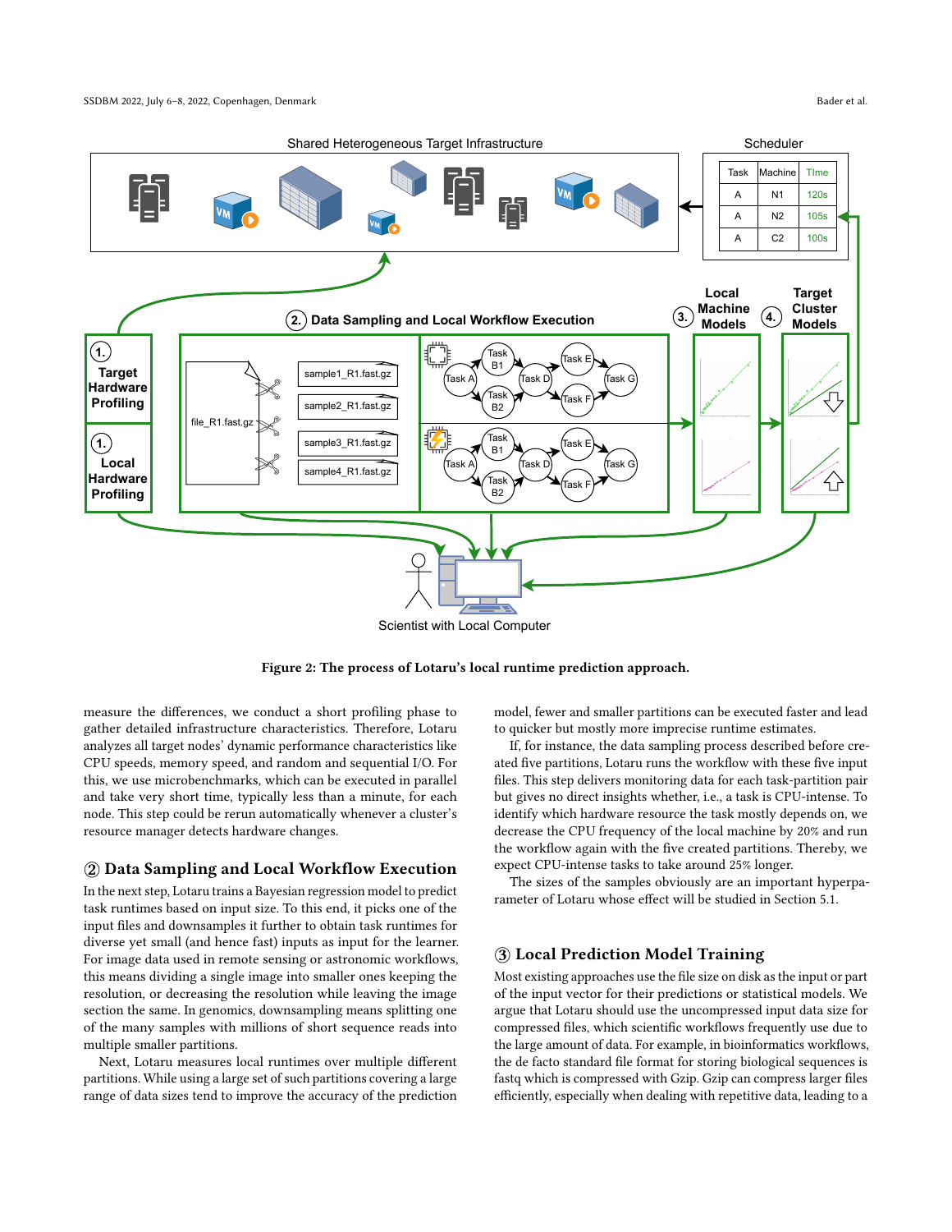Figure 2: The process of Lotaru's local runtime prediction approach.

measure the differences, we conduct a short profiling phase to gather detailed infrastructure characteristics. Therefore, Lotaru analyzes all target nodes' dynamic performance characteristics like CPU speeds, memory speed, and random and sequential I/O. For this, we use microbenchmarks, which can be executed in parallel and take very short time, typically less than a minute, for each node. This step could be rerun automatically whenever a cluster's resource manager detects hardware changes.

## ② Data Sampling and Local Workflow Execution

In the next step, Lotaru trains a Bayesian regression model to predict task runtimes based on input size. To this end, it picks one of the input files and downsamples it further to obtain task runtimes for diverse yet small (and hence fast) inputs as input for the learner. For image data used in remote sensing or astronomic workflows, this means dividing a single image into smaller ones keeping the resolution, or decreasing the resolution while leaving the image section the same. In genomics, downsampling means splitting one of the many samples with millions of short sequence reads into multiple smaller partitions.

Next, Lotaru measures local runtimes over multiple different partitions. While using a large set of such partitions covering a large range of data sizes tend to improve the accuracy of the prediction model, fewer and smaller partitions can be executed faster and lead to quicker but mostly more imprecise runtime estimates.

If, for instance, the data sampling process described before created five partitions, Lotaru runs the workflow with these five input files. This step delivers monitoring data for each task-partition pair but gives no direct insights whether, i.e., a task is CPU-intense. To identify which hardware resource the task mostly depends on, we decrease the CPU frequency of the local machine by 20% and run the workflow again with the five created partitions. Thereby, we expect CPU-intense tasks to take around 25% longer.

The sizes of the samples obviously are an important hyperparameter of Lotaru whose effect will be studied in Section 5.1.

## ③ Local Prediction Model Training

Most existing approaches use the file size on disk as the input or part of the input vector for their predictions or statistical models. We argue that Lotaru should use the uncompressed input data size for compressed files, which scientific workflows frequently use due to the large amount of data. For example, in bioinformatics workflows, the de facto standard file format for storing biological sequences is fastq which is compressed with Gzip. Gzip can compress larger files efficiently, especially when dealing with repetitive data, leading to a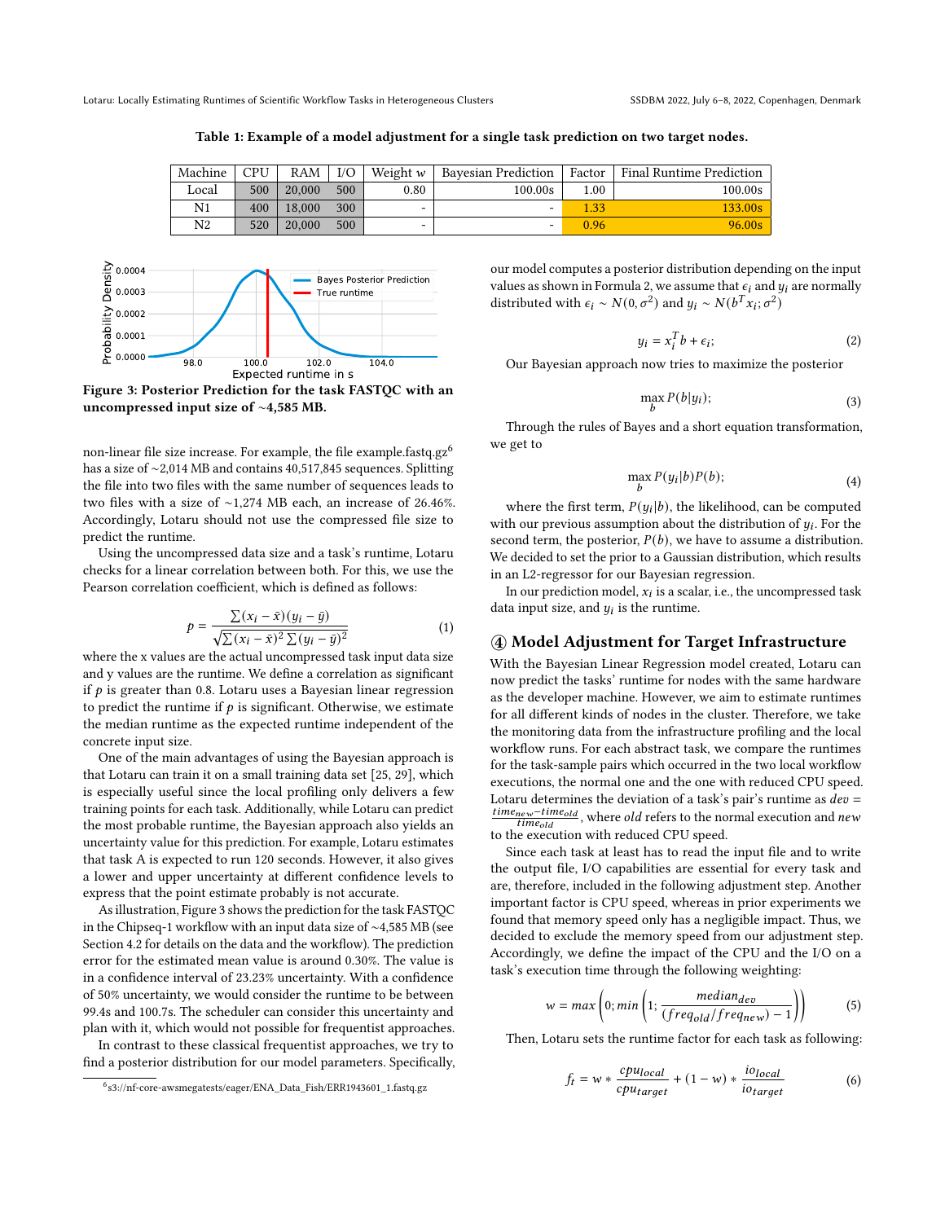**Table 1: Example of a model adjustment for a single task prediction on two target nodes.**

| Machine | CPU | RAM | I/O | Weight $w$ | Bayesian Prediction | Factor | Final Runtime Prediction |
|---|---|---|---|---|---|---|---|
| Local | 500 | 20,000 | 500 | 0.80 | 100.00s | 1.00 | 100.00s |
| N1 | 400 | 18,000 | 300 | - | - | 1.33 | 133.00s |
| N2 | 520 | 20,000 | 500 | - | - | 0.96 | 96.00s |

**Figure 3: Posterior Prediction for the task FASTQC with an uncompressed input size of ~4,585 MB.**

non-linear file size increase. For example, the file example.fastq.gz[6] has a size of ~2,014 MB and contains 40,517,845 sequences. Splitting the file into two files with the same number of sequences leads to two files with a size of ~1,274 MB each, an increase of 26.46%. Accordingly, Lotaru should not use the compressed file size to predict the runtime.

Using the uncompressed data size and a task's runtime, Lotaru checks for a linear correlation between both. For this, we use the Pearson correlation coefficient, which is defined as follows:

$$p = \frac{\sum(x_i - \bar{x})(y_i - \bar{y})}{\sqrt{\sum(x_i - \bar{x})^2 \sum(y_i - \bar{y})^2}} \quad (1)$$

where the x values are the actual uncompressed task input data size and y values are the runtime. We define a correlation as significant if $p$ is greater than 0.8. Lotaru uses a Bayesian linear regression to predict the runtime if $p$ is significant. Otherwise, we estimate the median runtime as the expected runtime independent of the concrete input size.

One of the main advantages of using the Bayesian approach is that Lotaru can train it on a small training data set [25, 29], which is especially useful since the local profiling only delivers a few training points for each task. Additionally, while Lotaru can predict the most probable runtime, the Bayesian approach also yields an uncertainty value for this prediction. For example, Lotaru estimates that task A is expected to run 120 seconds. However, it also gives a lower and upper uncertainty at different confidence levels to express that the point estimate probably is not accurate.

As illustration, Figure 3 shows the prediction for the task FASTQC in the Chipseq-1 workflow with an input data size of ~4,585 MB (see Section 4.2 for details on the data and the workflow). The prediction error for the estimated mean value is around 0.30%. The value is in a confidence interval of 23.23% uncertainty. With a confidence of 50% uncertainty, we would consider the runtime to be between 99.4s and 100.7s. The scheduler can consider this uncertainty and plan with it, which would not possible for frequentist approaches.

In contrast to these classical frequentist approaches, we try to find a posterior distribution for our model parameters. Specifically, our model computes a posterior distribution depending on the input values as shown in Formula 2, we assume that $\epsilon_i$ and $y_i$ are normally distributed with $\epsilon_i \sim N(0, \sigma^2)$ and $y_i \sim N(b^T x_i; \sigma^2)$

$$y_i = x_i^T b + \epsilon_i; \quad (2)$$

Our Bayesian approach now tries to maximize the posterior

$$\max_b P(b|y_i); \quad (3)$$

Through the rules of Bayes and a short equation transformation, we get to

$$\max_b P(y_i|b)P(b); \quad (4)$$

where the first term, $P(y_i|b)$, the likelihood, can be computed with our previous assumption about the distribution of $y_i$. For the second term, the posterior, $P(b)$, we have to assume a distribution. We decided to set the prior to a Gaussian distribution, which results in an L2-regressor for our Bayesian regression.

In our prediction model, $x_i$ is a scalar, i.e., the uncompressed task data input size, and $y_i$ is the runtime.

## ④ Model Adjustment for Target Infrastructure

With the Bayesian Linear Regression model created, Lotaru can now predict the tasks' runtime for nodes with the same hardware as the developer machine. However, we aim to estimate runtimes for all different kinds of nodes in the cluster. Therefore, we take the monitoring data from the infrastructure profiling and the local workflow runs. For each abstract task, we compare the runtimes for the task-sample pairs which occurred in the two local workflow executions, the normal one and the one with reduced CPU speed. Lotaru determines the deviation of a task's pair's runtime as $dev = \frac{time_{new} - time_{old}}{time_{old}}$, where *old* refers to the normal execution and *new* to the execution with reduced CPU speed.

Since each task at least has to read the input file and to write the output file, I/O capabilities are essential for every task and are, therefore, included in the following adjustment step. Another important factor is CPU speed, whereas in prior experiments we found that memory speed only has a negligible impact. Thus, we decided to exclude the memory speed from our adjustment step. Accordingly, we define the impact of the CPU and the I/O on a task's execution time through the following weighting:

$$w = max\left(0; min\left(1; \frac{median_{dev}}{(freq_{old}/freq_{new}) - 1}\right)\right) \quad (5)$$

Then, Lotaru sets the runtime factor for each task as following:

$$f_t = w * \frac{cpu_{local}}{cpu_{target}} + (1 - w) * \frac{io_{local}}{io_{target}} \quad (6)$$

[6] s3://nf-core-awsmegatests/eager/ENA_Data_Fish/ERR1943601_1.fastq.gz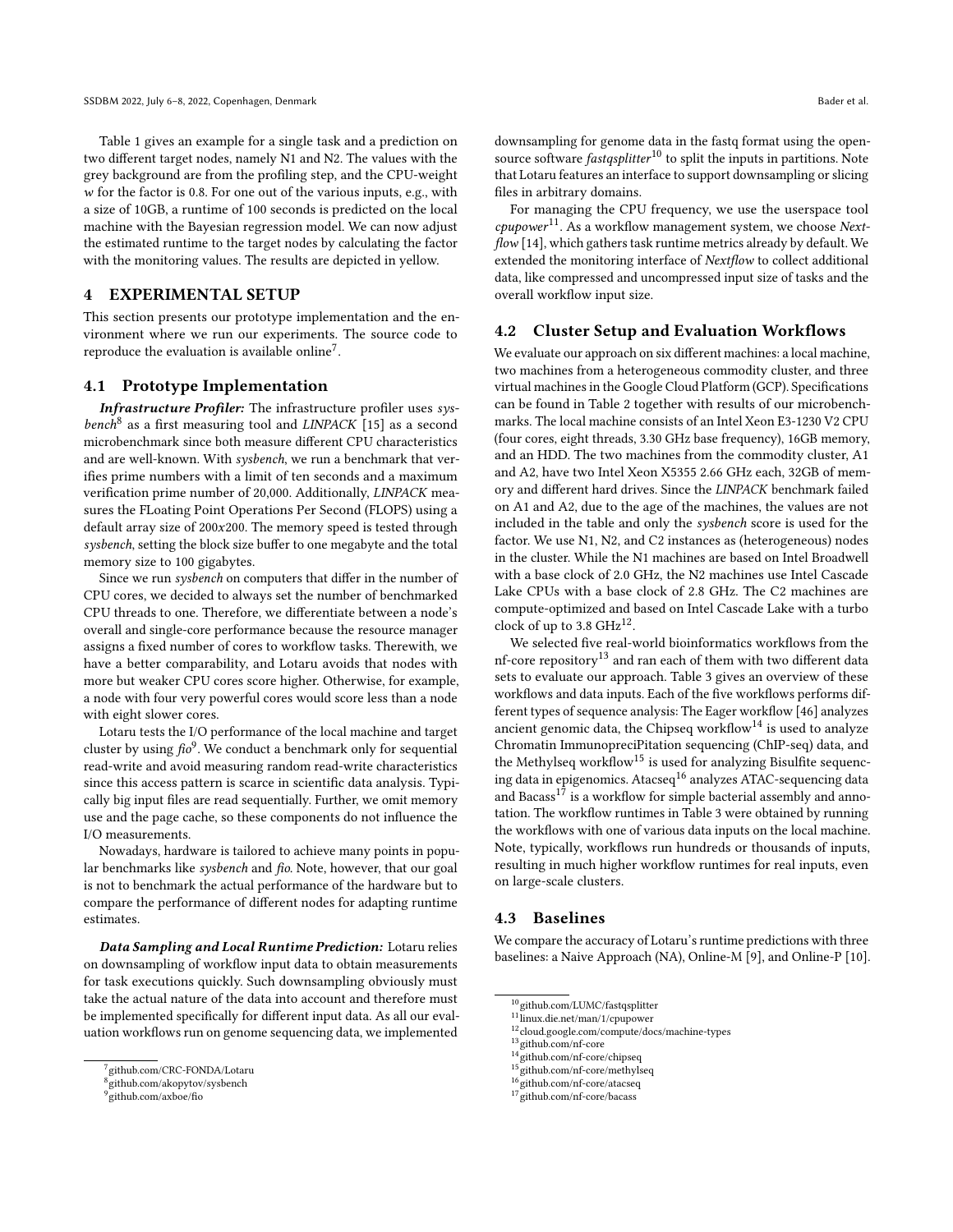Table 1 gives an example for a single task and a prediction on two different target nodes, namely N1 and N2. The values with the grey background are from the profiling step, and the CPU-weight $w$ for the factor is 0.8. For one out of the various inputs, e.g., with a size of 10GB, a runtime of 100 seconds is predicted on the local machine with the Bayesian regression model. We can now adjust the estimated runtime to the target nodes by calculating the factor with the monitoring values. The results are depicted in yellow.

## 4 EXPERIMENTAL SETUP

This section presents our prototype implementation and the environment where we run our experiments. The source code to reproduce the evaluation is available online[7].

### 4.1 Prototype Implementation

***Infrastructure Profiler:*** The infrastructure profiler uses *sysbench*[8] as a first measuring tool and *LINPACK* [15] as a second microbenchmark since both measure different CPU characteristics and are well-known. With *sysbench*, we run a benchmark that verifies prime numbers with a limit of ten seconds and a maximum verification prime number of 20,000. Additionally, *LINPACK* measures the FLoating Point Operations Per Second (FLOPS) using a default array size of $200x200$. The memory speed is tested through *sysbench*, setting the block size buffer to one megabyte and the total memory size to 100 gigabytes.

Since we run *sysbench* on computers that differ in the number of CPU cores, we decided to always set the number of benchmarked CPU threads to one. Therefore, we differentiate between a node's overall and single-core performance because the resource manager assigns a fixed number of cores to workflow tasks. Therewith, we have a better comparability, and Lotaru avoids that nodes with more but weaker CPU cores score higher. Otherwise, for example, a node with four very powerful cores would score less than a node with eight slower cores.

Lotaru tests the I/O performance of the local machine and target cluster by using *fio*[9]. We conduct a benchmark only for sequential read-write and avoid measuring random read-write characteristics since this access pattern is scarce in scientific data analysis. Typically big input files are read sequentially. Further, we omit memory use and the page cache, so these components do not influence the I/O measurements.

Nowadays, hardware is tailored to achieve many points in popular benchmarks like *sysbench* and *fio*. Note, however, that our goal is not to benchmark the actual performance of the hardware but to compare the performance of different nodes for adapting runtime estimates.

***Data Sampling and Local Runtime Prediction:*** Lotaru relies on downsampling of workflow input data to obtain measurements for task executions quickly. Such downsampling obviously must take the actual nature of the data into account and therefore must be implemented specifically for different input data. As all our evaluation workflows run on genome sequencing data, we implemented downsampling for genome data in the fastq format using the open-source software *fastqsplitter*[10] to split the inputs in partitions. Note that Lotaru features an interface to support downsampling or slicing files in arbitrary domains.

For managing the CPU frequency, we use the userspace tool *cpupower*[11]. As a workflow management system, we choose *Nextflow* [14], which gathers task runtime metrics already by default. We extended the monitoring interface of *Nextflow* to collect additional data, like compressed and uncompressed input size of tasks and the overall workflow input size.

### 4.2 Cluster Setup and Evaluation Workflows

We evaluate our approach on six different machines: a local machine, two machines from a heterogeneous commodity cluster, and three virtual machines in the Google Cloud Platform (GCP). Specifications can be found in Table 2 together with results of our microbenchmarks. The local machine consists of an Intel Xeon E3-1230 V2 CPU (four cores, eight threads, 3.30 GHz base frequency), 16GB memory, and an HDD. The two machines from the commodity cluster, A1 and A2, have two Intel Xeon X5355 2.66 GHz each, 32GB of memory and different hard drives. Since the *LINPACK* benchmark failed on A1 and A2, due to the age of the machines, the values are not included in the table and only the *sysbench* score is used for the factor. We use N1, N2, and C2 instances as (heterogeneous) nodes in the cluster. While the N1 machines are based on Intel Broadwell with a base clock of 2.0 GHz, the N2 machines use Intel Cascade Lake CPUs with a base clock of 2.8 GHz. The C2 machines are compute-optimized and based on Intel Cascade Lake with a turbo clock of up to 3.8 GHz[12].

We selected five real-world bioinformatics workflows from the nf-core repository[13] and ran each of them with two different data sets to evaluate our approach. Table 3 gives an overview of these workflows and data inputs. Each of the five workflows performs different types of sequence analysis: The Eager workflow [46] analyzes ancient genomic data, the Chipseq workflow[14] is used to analyze Chromatin ImmunopreciPitation sequencing (ChIP-seq) data, and the Methylseq workflow[15] is used for analyzing Bisulfite sequencing data in epigenomics. Atacseq[16] analyzes ATAC-sequencing data and Bacass[17] is a workflow for simple bacterial assembly and annotation. The workflow runtimes in Table 3 were obtained by running the workflows with one of various data inputs on the local machine. Note, typically, workflows run hundreds or thousands of inputs, resulting in much higher workflow runtimes for real inputs, even on large-scale clusters.

### 4.3 Baselines

We compare the accuracy of Lotaru's runtime predictions with three baselines: a Naive Approach (NA), Online-M [9], and Online-P [10].

---

[7] github.com/CRC-FONDA/Lotaru

[8] github.com/akopytov/sysbench

[9] github.com/axboe/fio

[10] github.com/LUMC/fastqsplitter

[11] linux.die.net/man/1/cpupower

[12] cloud.google.com/compute/docs/machine-types

[13] github.com/nf-core

[14] github.com/nf-core/chipseq

[15] github.com/nf-core/methylseq

[16] github.com/nf-core/atacseq

[17] github.com/nf-core/bacass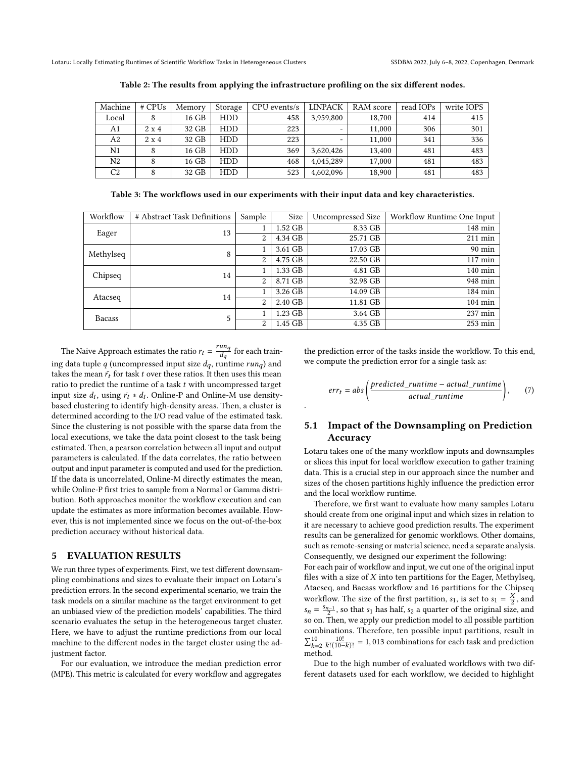Table 2: The results from applying the infrastructure profiling on the six different nodes.

| Machine | # CPUs | Memory | Storage | CPU events/s | LINPACK | RAM score | read IOPs | write IOPS |
|---|---|---|---|---|---|---|---|---|
| Local | 8 | 16 GB | HDD | 458 | 3,959,800 | 18,700 | 414 | 415 |
| A1 | 2 x 4 | 32 GB | HDD | 223 | - | 11,000 | 306 | 301 |
| A2 | 2 x 4 | 32 GB | HDD | 223 | - | 11,000 | 341 | 336 |
| N1 | 8 | 16 GB | HDD | 369 | 3,620,426 | 13,400 | 481 | 483 |
| N2 | 8 | 16 GB | HDD | 468 | 4,045,289 | 17,000 | 481 | 483 |
| C2 | 8 | 32 GB | HDD | 523 | 4,602,096 | 18,900 | 481 | 483 |

Table 3: The workflows used in our experiments with their input data and key characteristics.

| Workflow | # Abstract Task Definitions | Sample | Size | Uncompressed Size | Workflow Runtime One Input |
|---|---|---|---|---|---|
| Eager | 13 | 1 | 1.52 GB | 8.33 GB | 148 min |
| | | 2 | 4.34 GB | 25.71 GB | 211 min |
| Methylseq | 8 | 1 | 3.61 GB | 17.03 GB | 90 min |
| | | 2 | 4.75 GB | 22.50 GB | 117 min |
| Chipseq | 14 | 1 | 1.33 GB | 4.81 GB | 140 min |
| | | 2 | 8.71 GB | 32.98 GB | 948 min |
| Atacseq | 14 | 1 | 3.26 GB | 14.09 GB | 184 min |
| | | 2 | 2.40 GB | 11.81 GB | 104 min |
| Bacass | 5 | 1 | 1.23 GB | 3.64 GB | 237 min |
| | | 2 | 1.45 GB | 4.35 GB | 253 min |

The Naive Approach estimates the ratio $r_t = \frac{run_q}{d_q}$ for each training data tuple $q$ (uncompressed input size $d_q$, runtime $run_q$) and takes the mean $\bar{r_t}$ for task $t$ over these ratios. It then uses this mean ratio to predict the runtime of a task $t$ with uncompressed target input size $d_t$, using $\bar{r_t} * d_t$. Online-P and Online-M use density-based clustering to identify high-density areas. Then, a cluster is determined according to the I/O read value of the estimated task. Since the clustering is not possible with the sparse data from the local executions, we take the data point closest to the task being estimated. Then, a pearson correlation between all input and output parameters is calculated. If the data correlates, the ratio between output and input parameter is computed and used for the prediction. If the data is uncorrelated, Online-M directly estimates the mean, while Online-P first tries to sample from a Normal or Gamma distribution. Both approaches monitor the workflow execution and can update the estimates as more information becomes available. However, this is not implemented since we focus on the out-of-the-box prediction accuracy without historical data.

## 5 EVALUATION RESULTS

We run three types of experiments. First, we test different downsampling combinations and sizes to evaluate their impact on Lotaru's prediction errors. In the second experimental scenario, we train the task models on a similar machine as the target environment to get an unbiased view of the prediction models' capabilities. The third scenario evaluates the setup in the heterogeneous target cluster. Here, we have to adjust the runtime predictions from our local machine to the different nodes in the target cluster using the adjustment factor.

For our evaluation, we introduce the median prediction error (MPE). This metric is calculated for every workflow and aggregates the prediction error of the tasks inside the workflow. To this end, we compute the prediction error for a single task as:

$$err_t = abs\left(\frac{predicted\_runtime - actual\_runtime}{actual\_runtime}\right), \quad (7)$$

.

### 5.1 Impact of the Downsampling on Prediction Accuracy

Lotaru takes one of the many workflow inputs and downsamples or slices this input for local workflow execution to gather training data. This is a crucial step in our approach since the number and sizes of the chosen partitions highly influence the prediction error and the local workflow runtime.

Therefore, we first want to evaluate how many samples Lotaru should create from one original input and which sizes in relation to it are necessary to achieve good prediction results. The experiment results can be generalized for genomic workflows. Other domains, such as remote-sensing or material science, need a separate analysis. Consequently, we designed our experiment the following:

For each pair of workflow and input, we cut one of the original input files with a size of $X$ into ten partitions for the Eager, Methylseq, Atacseq, and Bacass workflow and 16 partitions for the Chipseq workflow. The size of the first partition, $s_1$, is set to $s_1 = \frac{X}{2}$, and $s_n = \frac{s_{n-1}}{2}$, so that $s_1$ has half, $s_2$ a quarter of the original size, and so on. Then, we apply our prediction model to all possible partition combinations. Therefore, ten possible input partitions, result in $\sum_{k=2}^{10} \frac{10!}{k!(10-k)!} = 1,013$ combinations for each task and prediction method.

Due to the high number of evaluated workflows with two different datasets used for each workflow, we decided to highlight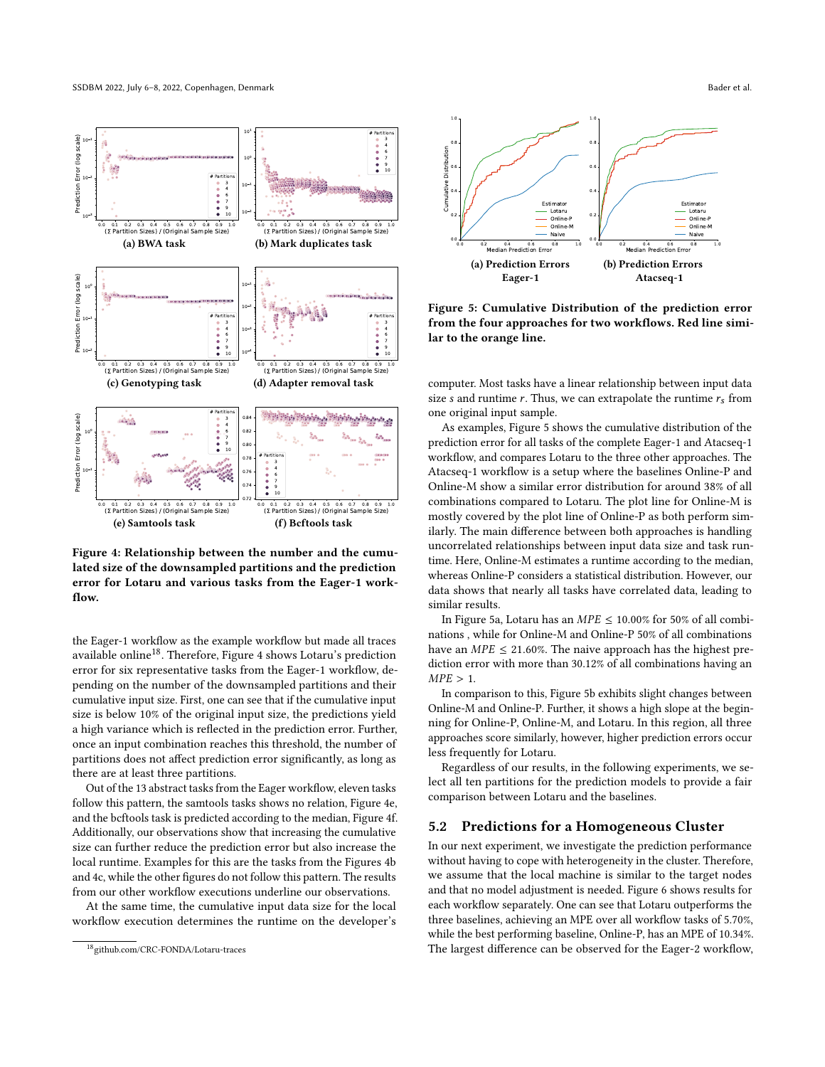(a) BWA task

(b) Mark duplicates task

(c) Genotyping task

(d) Adapter removal task

(e) Samtools task

(f) Bcftools task

**Figure 4: Relationship between the number and the cumulated size of the downsampled partitions and the prediction error for Lotaru and various tasks from the Eager-1 workflow.**

the Eager-1 workflow as the example workflow but made all traces available online[18]. Therefore, Figure 4 shows Lotaru's prediction error for six representative tasks from the Eager-1 workflow, depending on the number of the downsampled partitions and their cumulative input size. First, one can see that if the cumulative input size is below 10% of the original input size, the predictions yield a high variance which is reflected in the prediction error. Further, once an input combination reaches this threshold, the number of partitions does not affect prediction error significantly, as long as there are at least three partitions.

Out of the 13 abstract tasks from the Eager workflow, eleven tasks follow this pattern, the samtools tasks shows no relation, Figure 4e, and the bcftools task is predicted according to the median, Figure 4f. Additionally, our observations show that increasing the cumulative size can further reduce the prediction error but also increase the local runtime. Examples for this are the tasks from the Figures 4b and 4c, while the other figures do not follow this pattern. The results from our other workflow executions underline our observations.

At the same time, the cumulative input data size for the local workflow execution determines the runtime on the developer's computer. Most tasks have a linear relationship between input data size $s$ and runtime $r$. Thus, we can extrapolate the runtime $r_s$ from one original input sample.

(a) Prediction Errors Eager-1

(b) Prediction Errors Atacseq-1

**Figure 5: Cumulative Distribution of the prediction error from the four approaches for two workflows. Red line similar to the orange line.**

As examples, Figure 5 shows the cumulative distribution of the prediction error for all tasks of the complete Eager-1 and Atacseq-1 workflow, and compares Lotaru to the three other approaches. The Atacseq-1 workflow is a setup where the baselines Online-P and Online-M show a similar error distribution for around 38% of all combinations compared to Lotaru. The plot line for Online-M is mostly covered by the plot line of Online-P as both perform similarly. The main difference between both approaches is handling uncorrelated relationships between input data size and task runtime. Here, Online-M estimates a runtime according to the median, whereas Online-P considers a statistical distribution. However, our data shows that nearly all tasks have correlated data, leading to similar results.

In Figure 5a, Lotaru has an $MPE \leq 10.00\%$ for 50% of all combinations , while for Online-M and Online-P 50% of all combinations have an $MPE \leq 21.60\%$. The naive approach has the highest prediction error with more than 30.12% of all combinations having an $MPE > 1$.

In comparison to this, Figure 5b exhibits slight changes between Online-M and Online-P. Further, it shows a high slope at the beginning for Online-P, Online-M, and Lotaru. In this region, all three approaches score similarly, however, higher prediction errors occur less frequently for Lotaru.

Regardless of our results, in the following experiments, we select all ten partitions for the prediction models to provide a fair comparison between Lotaru and the baselines.

## 5.2 Predictions for a Homogeneous Cluster

In our next experiment, we investigate the prediction performance without having to cope with heterogeneity in the cluster. Therefore, we assume that the local machine is similar to the target nodes and that no model adjustment is needed. Figure 6 shows results for each workflow separately. One can see that Lotaru outperforms the three baselines, achieving an MPE over all workflow tasks of 5.70%, while the best performing baseline, Online-P, has an MPE of 10.34%. The largest difference can be observed for the Eager-2 workflow,

[18] github.com/CRC-FONDA/Lotaru-traces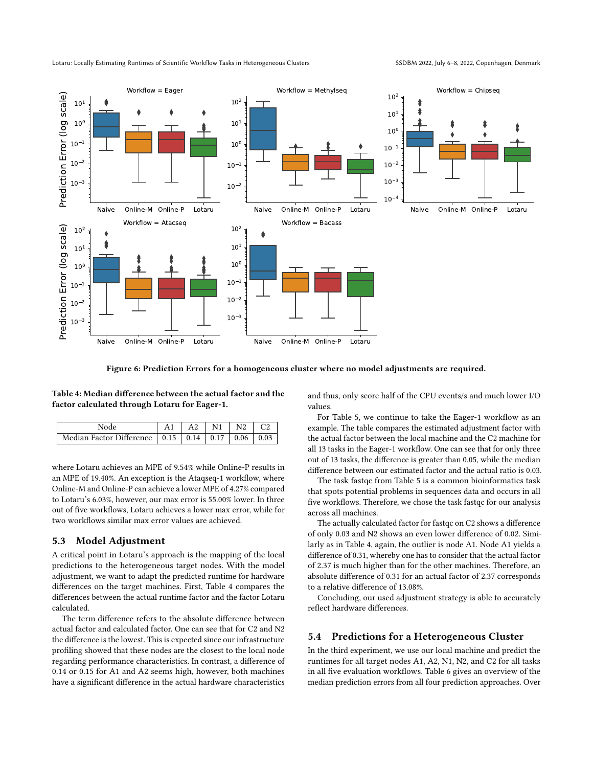Figure 6: Prediction Errors for a homogeneous cluster where no model adjustments are required.

**Table 4: Median difference between the actual factor and the factor calculated through Lotaru for Eager-1.**

| Node | A1 | A2 | N1 | N2 | C2 |
|---|---|---|---|---|---|
| Median Factor Difference | 0.15 | 0.14 | 0.17 | 0.06 | 0.03 |

where Lotaru achieves an MPE of 9.54% while Online-P results in an MPE of 19.40%. An exception is the Ataqseq-1 workflow, where Online-M and Online-P can achieve a lower MPE of 4.27% compared to Lotaru's 6.03%, however, our max error is 55.00% lower. In three out of five workflows, Lotaru achieves a lower max error, while for two workflows similar max error values are achieved.

## 5.3 Model Adjustment

A critical point in Lotaru's approach is the mapping of the local predictions to the heterogeneous target nodes. With the model adjustment, we want to adapt the predicted runtime for hardware differences on the target machines. First, Table 4 compares the differences between the actual runtime factor and the factor Lotaru calculated.

The term difference refers to the absolute difference between actual factor and calculated factor. One can see that for C2 and N2 the difference is the lowest. This is expected since our infrastructure profiling showed that these nodes are the closest to the local node regarding performance characteristics. In contrast, a difference of 0.14 or 0.15 for A1 and A2 seems high, however, both machines have a significant difference in the actual hardware characteristics and thus, only score half of the CPU events/s and much lower I/O values.

For Table 5, we continue to take the Eager-1 workflow as an example. The table compares the estimated adjustment factor with the actual factor between the local machine and the C2 machine for all 13 tasks in the Eager-1 workflow. One can see that for only three out of 13 tasks, the difference is greater than 0.05, while the median difference between our estimated factor and the actual ratio is 0.03.

The task fastqc from Table 5 is a common bioinformatics task that spots potential problems in sequences data and occurs in all five workflows. Therefore, we chose the task fastqc for our analysis across all machines.

The actually calculated factor for fastqc on C2 shows a difference of only 0.03 and N2 shows an even lower difference of 0.02. Similarly as in Table 4, again, the outlier is node A1. Node A1 yields a difference of 0.31, whereby one has to consider that the actual factor of 2.37 is much higher than for the other machines. Therefore, an absolute difference of 0.31 for an actual factor of 2.37 corresponds to a relative difference of 13.08%.

Concluding, our used adjustment strategy is able to accurately reflect hardware differences.

## 5.4 Predictions for a Heterogeneous Cluster

In the third experiment, we use our local machine and predict the runtimes for all target nodes A1, A2, N1, N2, and C2 for all tasks in all five evaluation workflows. Table 6 gives an overview of the median prediction errors from all four prediction approaches. Over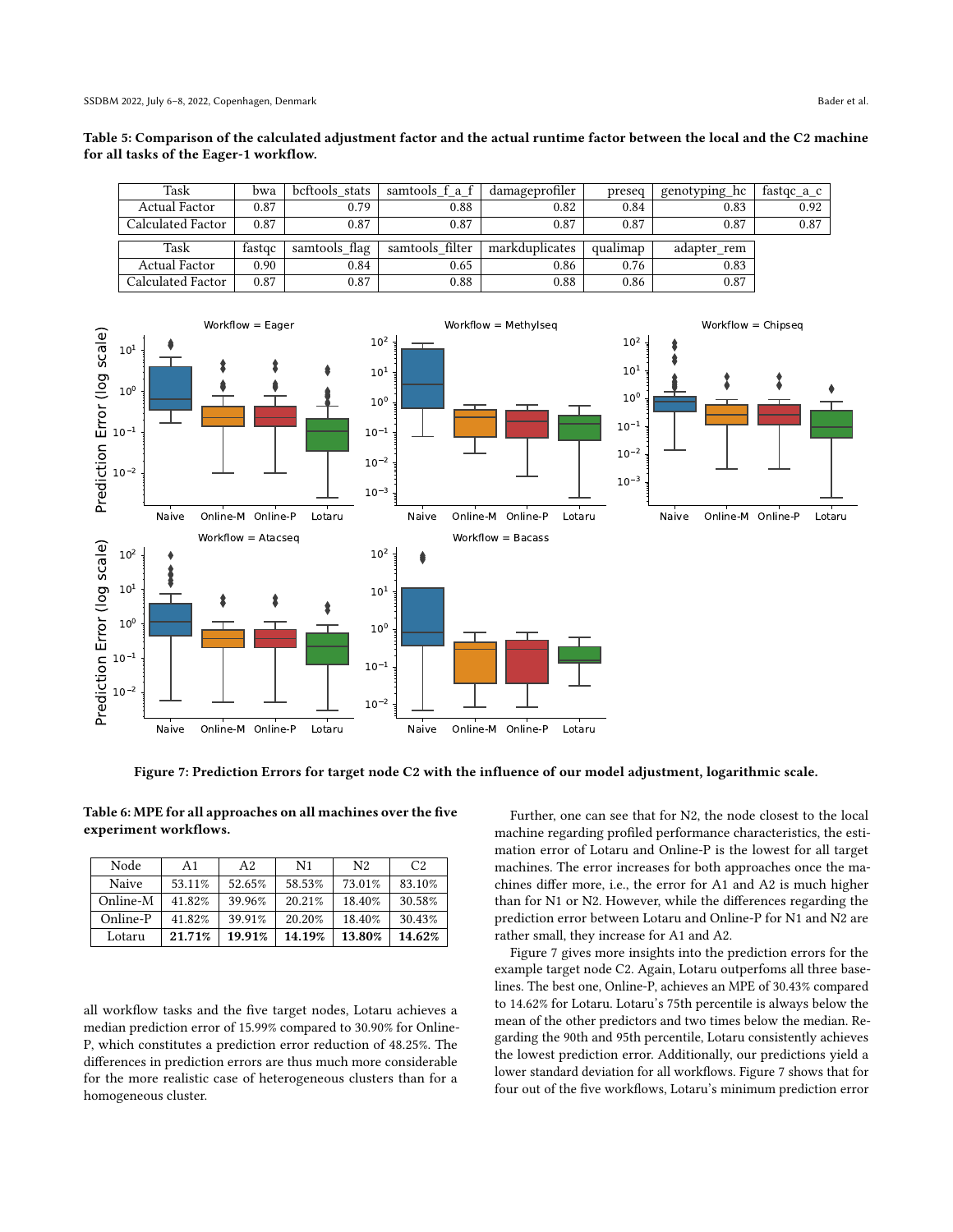**Table 5: Comparison of the calculated adjustment factor and the actual runtime factor between the local and the C2 machine for all tasks of the Eager-1 workflow.**

| Task | bwa | bcftools_stats | samtools_f_a_f | damageprofiler | preseq | genotyping_hc | fastqc_a_c |
|---|---|---|---|---|---|---|---|
| Actual Factor | 0.87 | 0.79 | 0.88 | 0.82 | 0.84 | 0.83 | 0.92 |
| Calculated Factor | 0.87 | 0.87 | 0.87 | 0.87 | 0.87 | 0.87 | 0.87 |

| Task | fastqc | samtools_flag | samtools_filter | markduplicates | qualimap | adapter_rem |
|---|---|---|---|---|---|---|
| Actual Factor | 0.90 | 0.84 | 0.65 | 0.86 | 0.76 | 0.83 |
| Calculated Factor | 0.87 | 0.87 | 0.88 | 0.88 | 0.86 | 0.87 |

**Figure 7: Prediction Errors for target node C2 with the influence of our model adjustment, logarithmic scale.**

**Table 6: MPE for all approaches on all machines over the five experiment workflows.**

| Node | A1 | A2 | N1 | N2 | C2 |
|---|---|---|---|---|---|
| Naive | 53.11% | 52.65% | 58.53% | 73.01% | 83.10% |
| Online-M | 41.82% | 39.96% | 20.21% | 18.40% | 30.58% |
| Online-P | 41.82% | 39.91% | 20.20% | 18.40% | 30.43% |
| Lotaru | **21.71%** | **19.91%** | **14.19%** | **13.80%** | **14.62%** |

all workflow tasks and the five target nodes, Lotaru achieves a median prediction error of 15.99% compared to 30.90% for Online-P, which constitutes a prediction error reduction of 48.25%. The differences in prediction errors are thus much more considerable for the more realistic case of heterogeneous clusters than for a homogeneous cluster.

Further, one can see that for N2, the node closest to the local machine regarding profiled performance characteristics, the estimation error of Lotaru and Online-P is the lowest for all target machines. The error increases for both approaches once the machines differ more, i.e., the error for A1 and A2 is much higher than for N1 or N2. However, while the differences regarding the prediction error between Lotaru and Online-P for N1 and N2 are rather small, they increase for A1 and A2.

Figure 7 gives more insights into the prediction errors for the example target node C2. Again, Lotaru outperfoms all three baselines. The best one, Online-P, achieves an MPE of 30.43% compared to 14.62% for Lotaru. Lotaru's 75th percentile is always below the mean of the other predictors and two times below the median. Regarding the 90th and 95th percentile, Lotaru consistently achieves the lowest prediction error. Additionally, our predictions yield a lower standard deviation for all workflows. Figure 7 shows that for four out of the five workflows, Lotaru's minimum prediction error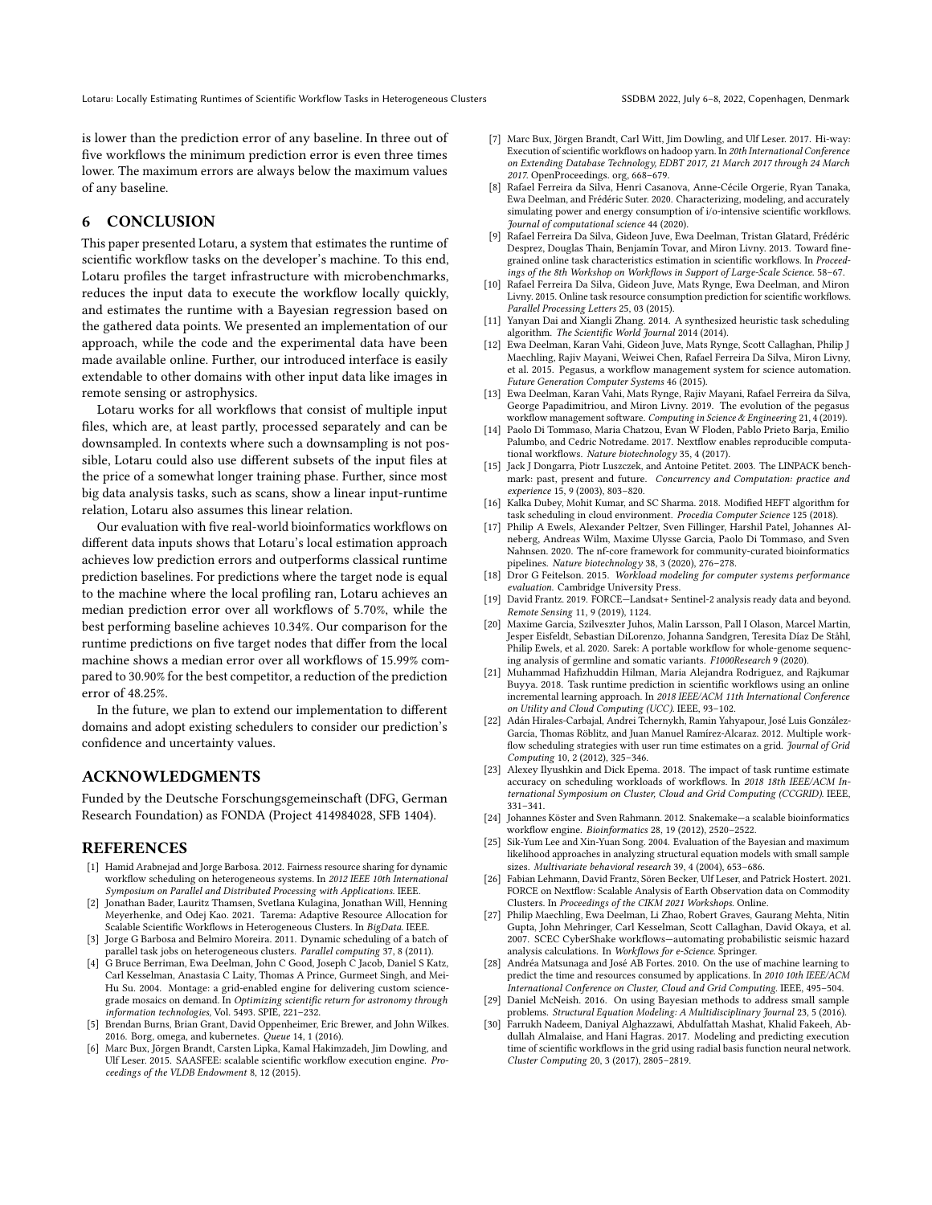is lower than the prediction error of any baseline. In three out of five workflows the minimum prediction error is even three times lower. The maximum errors are always below the maximum values of any baseline.

## 6 CONCLUSION

This paper presented Lotaru, a system that estimates the runtime of scientific workflow tasks on the developer's machine. To this end, Lotaru profiles the target infrastructure with microbenchmarks, reduces the input data to execute the workflow locally quickly, and estimates the runtime with a Bayesian regression based on the gathered data points. We presented an implementation of our approach, while the code and the experimental data have been made available online. Further, our introduced interface is easily extendable to other domains with other input data like images in remote sensing or astrophysics.

Lotaru works for all workflows that consist of multiple input files, which are, at least partly, processed separately and can be downsampled. In contexts where such a downsampling is not possible, Lotaru could also use different subsets of the input files at the price of a somewhat longer training phase. Further, since most big data analysis tasks, such as scans, show a linear input-runtime relation, Lotaru also assumes this linear relation.

Our evaluation with five real-world bioinformatics workflows on different data inputs shows that Lotaru's local estimation approach achieves low prediction errors and outperforms classical runtime prediction baselines. For predictions where the target node is equal to the machine where the local profiling ran, Lotaru achieves an median prediction error over all workflows of 5.70%, while the best performing baseline achieves 10.34%. Our comparison for the runtime predictions on five target nodes that differ from the local machine shows a median error over all workflows of 15.99% compared to 30.90% for the best competitor, a reduction of the prediction error of 48.25%.

In the future, we plan to extend our implementation to different domains and adopt existing schedulers to consider our prediction's confidence and uncertainty values.

## ACKNOWLEDGMENTS

Funded by the Deutsche Forschungsgemeinschaft (DFG, German Research Foundation) as FONDA (Project 414984028, SFB 1404).

## REFERENCES

- [1] Hamid Arabnejad and Jorge Barbosa. 2012. Fairness resource sharing for dynamic workflow scheduling on heterogeneous systems. In *2012 IEEE 10th International Symposium on Parallel and Distributed Processing with Applications*. IEEE.
- [2] Jonathan Bader, Lauritz Thamsen, Svetlana Kulagina, Jonathan Will, Henning Meyerhenke, and Odej Kao. 2021. Tarema: Adaptive Resource Allocation for Scalable Scientific Workflows in Heterogeneous Clusters. In *BigData*. IEEE.
- [3] Jorge G Barbosa and Belmiro Moreira. 2011. Dynamic scheduling of a batch of parallel task jobs on heterogeneous clusters. *Parallel computing* 37, 8 (2011).
- [4] G Bruce Berriman, Ewa Deelman, John C Good, Joseph C Jacob, Daniel S Katz, Carl Kesselman, Anastasia C Laity, Thomas A Prince, Gurmeet Singh, and Mei-Hu Su. 2004. Montage: a grid-enabled engine for delivering custom science-grade mosaics on demand. In *Optimizing scientific return for astronomy through information technologies*, Vol. 5493. SPIE, 221–232.
- [5] Brendan Burns, Brian Grant, David Oppenheimer, Eric Brewer, and John Wilkes. 2016. Borg, omega, and kubernetes. *Queue* 14, 1 (2016).
- [6] Marc Bux, Jörgen Brandt, Carsten Lipka, Kamal Hakimzadeh, Jim Dowling, and Ulf Leser. 2015. SAASFEE: scalable scientific workflow execution engine. *Proceedings of the VLDB Endowment* 8, 12 (2015).
- [7] Marc Bux, Jörgen Brandt, Carl Witt, Jim Dowling, and Ulf Leser. 2017. Hi-way: Execution of scientific workflows on hadoop yarn. In *20th International Conference on Extending Database Technology, EDBT 2017, 21 March 2017 through 24 March 2017*. OpenProceedings. org, 668–679.
- [8] Rafael Ferreira da Silva, Henri Casanova, Anne-Cécile Orgerie, Ryan Tanaka, Ewa Deelman, and Frédéric Suter. 2020. Characterizing, modeling, and accurately simulating power and energy consumption of i/o-intensive scientific workflows. *Journal of computational science* 44 (2020).
- [9] Rafael Ferreira Da Silva, Gideon Juve, Ewa Deelman, Tristan Glatard, Frédéric Desprez, Douglas Thain, Benjamín Tovar, and Miron Livny. 2013. Toward fine-grained online task characteristics estimation in scientific workflows. In *Proceedings of the 8th Workshop on Workflows in Support of Large-Scale Science*. 58–67.
- [10] Rafael Ferreira Da Silva, Gideon Juve, Mats Rynge, Ewa Deelman, and Miron Livny. 2015. Online task resource consumption prediction for scientific workflows. *Parallel Processing Letters* 25, 03 (2015).
- [11] Yanyan Dai and Xiangli Zhang. 2014. A synthesized heuristic task scheduling algorithm. *The Scientific World Journal* 2014 (2014).
- [12] Ewa Deelman, Karan Vahi, Gideon Juve, Mats Rynge, Scott Callaghan, Philip J Maechling, Rajiv Mayani, Weiwei Chen, Rafael Ferreira Da Silva, Miron Livny, et al. 2015. Pegasus, a workflow management system for science automation. *Future Generation Computer Systems* 46 (2015).
- [13] Ewa Deelman, Karan Vahi, Mats Rynge, Rajiv Mayani, Rafael Ferreira da Silva, George Papadimitriou, and Miron Livny. 2019. The evolution of the pegasus workflow management software. *Computing in Science & Engineering* 21, 4 (2019).
- [14] Paolo Di Tommaso, Maria Chatzou, Evan W Floden, Pablo Prieto Barja, Emilio Palumbo, and Cedric Notredame. 2017. Nextflow enables reproducible computational workflows. *Nature biotechnology* 35, 4 (2017).
- [15] Jack J Dongarra, Piotr Luszczek, and Antoine Petitet. 2003. The LINPACK benchmark: past, present and future. *Concurrency and Computation: practice and experience* 15, 9 (2003), 803–820.
- [16] Kalka Dubey, Mohit Kumar, and SC Sharma. 2018. Modified HEFT algorithm for task scheduling in cloud environment. *Procedia Computer Science* 125 (2018).
- [17] Philip A Ewels, Alexander Peltzer, Sven Fillinger, Harshil Patel, Johannes Alneberg, Andreas Wilm, Maxime Ulysse Garcia, Paolo Di Tommaso, and Sven Nahnsen. 2020. The nf-core framework for community-curated bioinformatics pipelines. *Nature biotechnology* 38, 3 (2020), 276–278.
- [18] Dror G Feitelson. 2015. *Workload modeling for computer systems performance evaluation*. Cambridge University Press.
- [19] David Frantz. 2019. FORCE—Landsat+ Sentinel-2 analysis ready data and beyond. *Remote Sensing* 11, 9 (2019), 1124.
- [20] Maxime Garcia, Szilveszter Juhos, Malin Larsson, Pall I Olason, Marcel Martin, Jesper Eisfeldt, Sebastian DiLorenzo, Johanna Sandgren, Teresita Díaz De Ståhl, Philip Ewels, et al. 2020. Sarek: A portable workflow for whole-genome sequencing analysis of germline and somatic variants. *F1000Research* 9 (2020).
- [21] Muhammad Hafizhuddin Hilman, Maria Alejandra Rodriguez, and Rajkumar Buyya. 2018. Task runtime prediction in scientific workflows using an online incremental learning approach. In *2018 IEEE/ACM 11th International Conference on Utility and Cloud Computing (UCC)*. IEEE, 93–102.
- [22] Adán Hirales-Carbajal, Andrei Tchernykh, Ramin Yahyapour, José Luis González-García, Thomas Röblitz, and Juan Manuel Ramírez-Alcaraz. 2012. Multiple workflow scheduling strategies with user run time estimates on a grid. *Journal of Grid Computing* 10, 2 (2012), 325–346.
- [23] Alexey Ilyushkin and Dick Epema. 2018. The impact of task runtime estimate accuracy on scheduling workloads of workflows. In *2018 18th IEEE/ACM International Symposium on Cluster, Cloud and Grid Computing (CCGRID)*. IEEE, 331–341.
- [24] Johannes Köster and Sven Rahmann. 2012. Snakemake—a scalable bioinformatics workflow engine. *Bioinformatics* 28, 19 (2012), 2520–2522.
- [25] Sik-Yum Lee and Xin-Yuan Song. 2004. Evaluation of the Bayesian and maximum likelihood approaches in analyzing structural equation models with small sample sizes. *Multivariate behavioral research* 39, 4 (2004), 653–686.
- [26] Fabian Lehmann, David Frantz, Sören Becker, Ulf Leser, and Patrick Hostert. 2021. FORCE on Nextflow: Scalable Analysis of Earth Observation data on Commodity Clusters. In *Proceedings of the CIKM 2021 Workshops*. Online.
- [27] Philip Maechling, Ewa Deelman, Li Zhao, Robert Graves, Gaurang Mehta, Nitin Gupta, John Mehringer, Carl Kesselman, Scott Callaghan, David Okaya, et al. 2007. SCEC CyberShake workflows—automating probabilistic seismic hazard analysis calculations. In *Workflows for e-Science*. Springer.
- [28] Andréa Matsunaga and José AB Fortes. 2010. On the use of machine learning to predict the time and resources consumed by applications. In *2010 10th IEEE/ACM International Conference on Cluster, Cloud and Grid Computing*. IEEE, 495–504.
- [29] Daniel McNeish. 2016. On using Bayesian methods to address small sample problems. *Structural Equation Modeling: A Multidisciplinary Journal* 23, 5 (2016).
- [30] Farrukh Nadeem, Daniyal Alghazzawi, Abdulfattah Mashat, Khalid Fakeeh, Abdullah Almalaise, and Hani Hagras. 2017. Modeling and predicting execution time of scientific workflows in the grid using radial basis function neural network. *Cluster Computing* 20, 3 (2017), 2805–2819.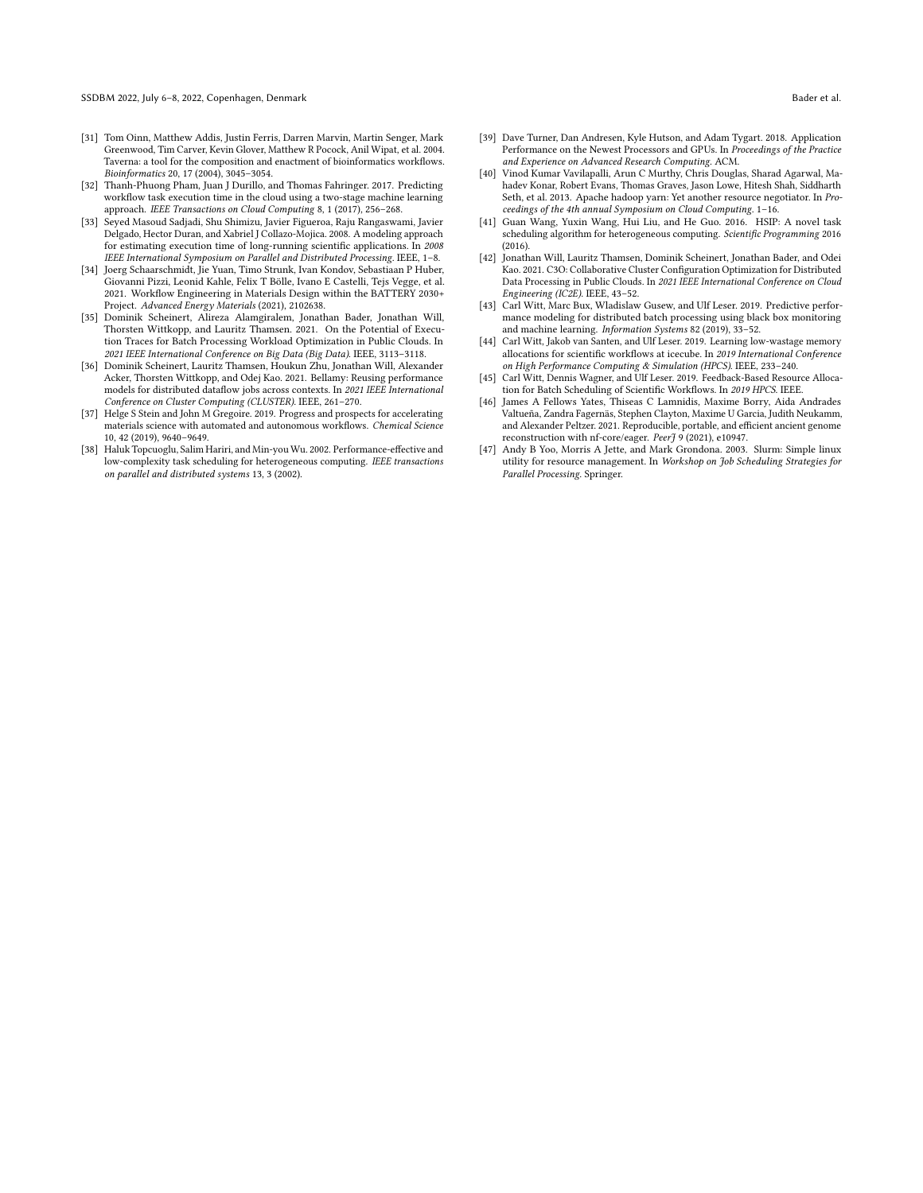[31] Tom Oinn, Matthew Addis, Justin Ferris, Darren Marvin, Martin Senger, Mark Greenwood, Tim Carver, Kevin Glover, Matthew R Pocock, Anil Wipat, et al. 2004. Taverna: a tool for the composition and enactment of bioinformatics workflows. *Bioinformatics* 20, 17 (2004), 3045–3054.

[32] Thanh-Phuong Pham, Juan J Durillo, and Thomas Fahringer. 2017. Predicting workflow task execution time in the cloud using a two-stage machine learning approach. *IEEE Transactions on Cloud Computing* 8, 1 (2017), 256–268.

[33] Seyed Masoud Sadjadi, Shu Shimizu, Javier Figueroa, Raju Rangaswami, Javier Delgado, Hector Duran, and Xabriel J Collazo-Mojica. 2008. A modeling approach for estimating execution time of long-running scientific applications. In *2008 IEEE International Symposium on Parallel and Distributed Processing*. IEEE, 1–8.

[34] Joerg Schaarschmidt, Jie Yuan, Timo Strunk, Ivan Kondov, Sebastiaan P Huber, Giovanni Pizzi, Leonid Kahle, Felix T Bölle, Ivano E Castelli, Tejs Vegge, et al. 2021. Workflow Engineering in Materials Design within the BATTERY 2030+ Project. *Advanced Energy Materials* (2021), 2102638.

[35] Dominik Scheinert, Alireza Alamgiralem, Jonathan Bader, Jonathan Will, Thorsten Wittkopp, and Lauritz Thamsen. 2021. On the Potential of Execution Traces for Batch Processing Workload Optimization in Public Clouds. In *2021 IEEE International Conference on Big Data (Big Data)*. IEEE, 3113–3118.

[36] Dominik Scheinert, Lauritz Thamsen, Houkun Zhu, Jonathan Will, Alexander Acker, Thorsten Wittkopp, and Odej Kao. 2021. Bellamy: Reusing performance models for distributed dataflow jobs across contexts. In *2021 IEEE International Conference on Cluster Computing (CLUSTER)*. IEEE, 261–270.

[37] Helge S Stein and John M Gregoire. 2019. Progress and prospects for accelerating materials science with automated and autonomous workflows. *Chemical Science* 10, 42 (2019), 9640–9649.

[38] Haluk Topcuoglu, Salim Hariri, and Min-you Wu. 2002. Performance-effective and low-complexity task scheduling for heterogeneous computing. *IEEE transactions on parallel and distributed systems* 13, 3 (2002).

[39] Dave Turner, Dan Andresen, Kyle Hutson, and Adam Tygart. 2018. Application Performance on the Newest Processors and GPUs. In *Proceedings of the Practice and Experience on Advanced Research Computing*. ACM.

[40] Vinod Kumar Vavilapalli, Arun C Murthy, Chris Douglas, Sharad Agarwal, Mahadev Konar, Robert Evans, Thomas Graves, Jason Lowe, Hitesh Shah, Siddharth Seth, et al. 2013. Apache hadoop yarn: Yet another resource negotiator. In *Proceedings of the 4th annual Symposium on Cloud Computing*. 1–16.

[41] Guan Wang, Yuxin Wang, Hui Liu, and He Guo. 2016. HSIP: A novel task scheduling algorithm for heterogeneous computing. *Scientific Programming* 2016 (2016).

[42] Jonathan Will, Lauritz Thamsen, Dominik Scheinert, Jonathan Bader, and Odei Kao. 2021. C3O: Collaborative Cluster Configuration Optimization for Distributed Data Processing in Public Clouds. In *2021 IEEE International Conference on Cloud Engineering (IC2E)*. IEEE, 43–52.

[43] Carl Witt, Marc Bux, Wladislaw Gusew, and Ulf Leser. 2019. Predictive performance modeling for distributed batch processing using black box monitoring and machine learning. *Information Systems* 82 (2019), 33–52.

[44] Carl Witt, Jakob van Santen, and Ulf Leser. 2019. Learning low-wastage memory allocations for scientific workflows at icecube. In *2019 International Conference on High Performance Computing & Simulation (HPCS)*. IEEE, 233–240.

[45] Carl Witt, Dennis Wagner, and Ulf Leser. 2019. Feedback-Based Resource Allocation for Batch Scheduling of Scientific Workflows. In *2019 HPCS*. IEEE.

[46] James A Fellows Yates, Thiseas C Lamnidis, Maxime Borry, Aida Andrades Valtueña, Zandra Fagernäs, Stephen Clayton, Maxime U Garcia, Judith Neukamm, and Alexander Peltzer. 2021. Reproducible, portable, and efficient ancient genome reconstruction with nf-core/eager. *PeerJ* 9 (2021), e10947.

[47] Andy B Yoo, Morris A Jette, and Mark Grondona. 2003. Slurm: Simple linux utility for resource management. In *Workshop on Job Scheduling Strategies for Parallel Processing*. Springer.